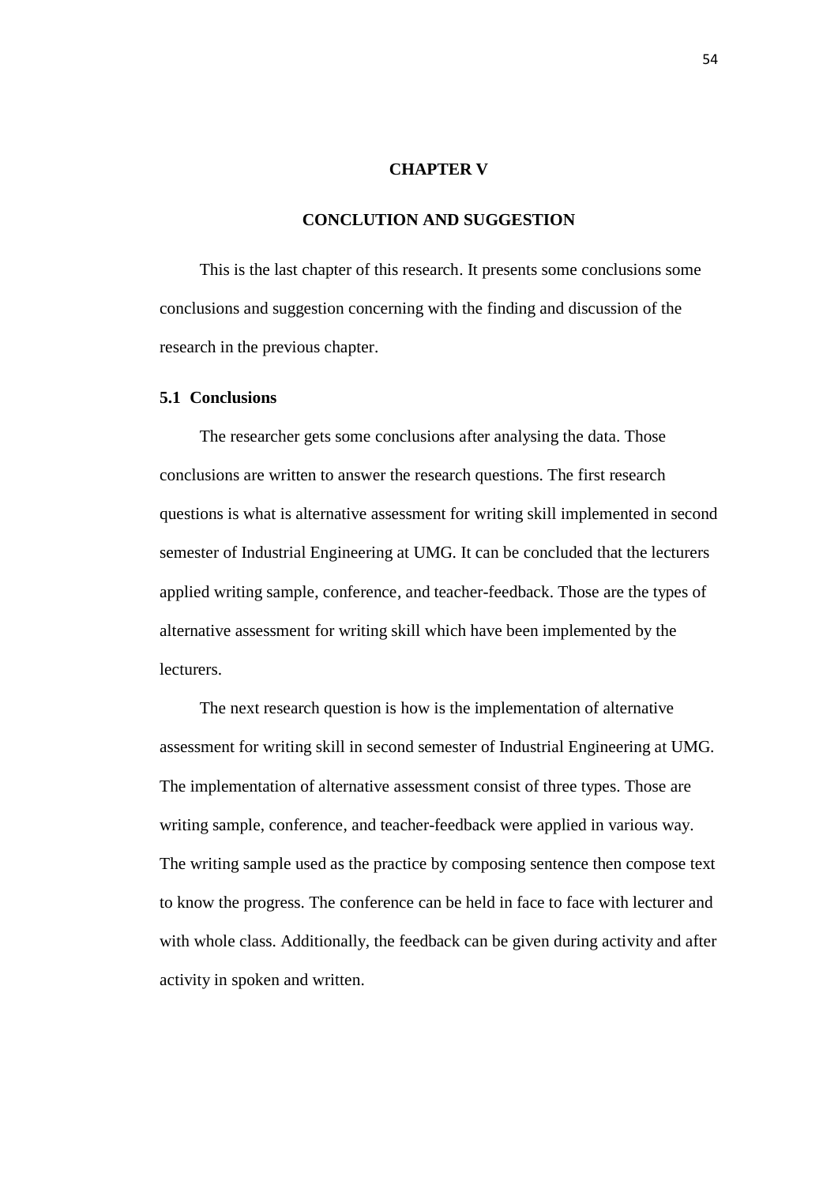# CHAPTER V

# CONCLUTION AND SUGGESTION

This is the last chapter of this research. It presents some conclusions some conclusions and suggestion concerning with the finding and discussion of the research in the previous chapter.

## 5.1 Conclusions

The researcher gets some conclusions after analysing the data. Those conclusions are written to answer the research questions. The first research questions is what is alternative assessment for writing skill implemented in second semester of Industrial Engineering at UMG. It can be concluded that the lecturers applied writing sample, conference, and teacher-feedback. Those are the types of alternative assessment for writing skill which have been implemented by the lecturers.

The next research question is how is the implementation of alternative assessment for writing skill in second semester of Industrial Engineering at UMG. The implementation of alternative assessment consist of three types. Those are writing sample, conference, and teacher-feedback were applied in various way. The writing sample used as the practice by composing sentence then compose text to know the progress. The conference can be held in face to face with lecturer and with whole class. Additionally, the feedback can be given during activity and after activity in spoken and written.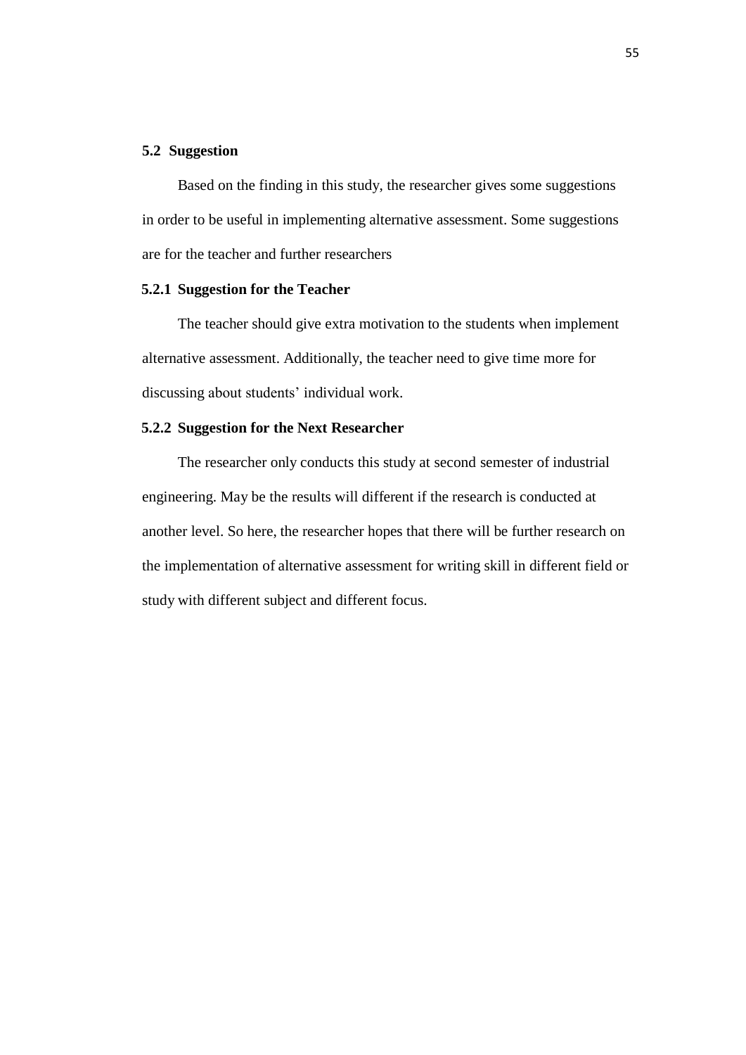## 5.2 Suggestion

Based on the finding in this study, the researcher gives some suggestions in order to be useful in implementing alternative assessment. Some suggestions are for the teacher and further researchers

### 5.2.1 Suggestion for the Teacher

The teacher should give extra motivation to the students when implement alternative assessment. Additionally, the teacher need to give time more for discussing about students' individual work.

### 5.2.2 Suggestion for the Next Researcher

The researcher only conducts this study at second semester of industrial engineering. May be the results will different if the research is conducted at another level. So here, the researcher hopes that there will be further research on the implementation of alternative assessment for writing skill in different field or study with different subject and different focus.